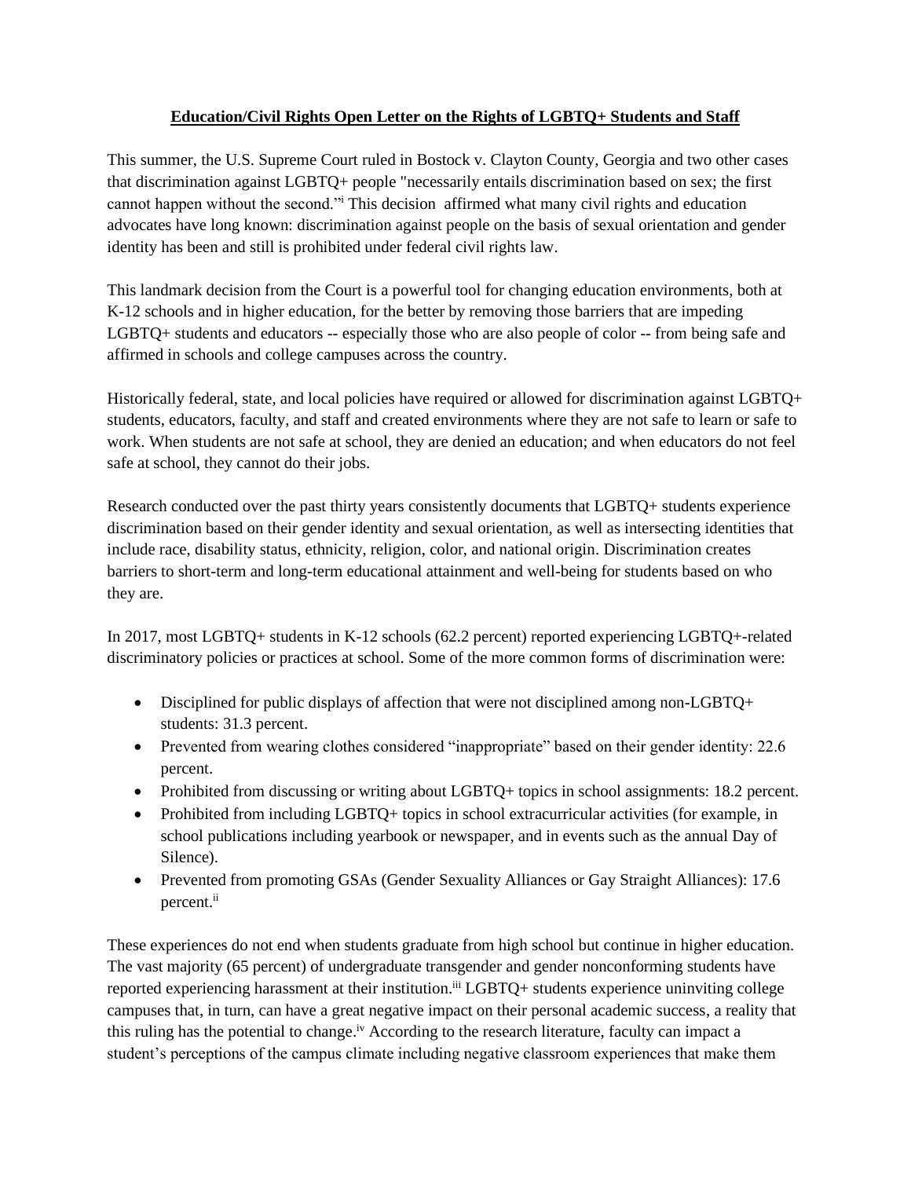**Education/Civil Rights Open Letter on the Rights of LGBTQ+ Students and Staff**

This summer, the U.S. Supreme Court ruled in Bostock v. Clayton County, Georgia and two other cases that discrimination against LGBTQ+ people "necessarily entails discrimination based on sex; the first cannot happen without the second."[i] This decision affirmed what many civil rights and education advocates have long known: discrimination against people on the basis of sexual orientation and gender identity has been and still is prohibited under federal civil rights law.

This landmark decision from the Court is a powerful tool for changing education environments, both at K-12 schools and in higher education, for the better by removing those barriers that are impeding LGBTQ+ students and educators -- especially those who are also people of color -- from being safe and affirmed in schools and college campuses across the country.

Historically federal, state, and local policies have required or allowed for discrimination against LGBTQ+ students, educators, faculty, and staff and created environments where they are not safe to learn or safe to work. When students are not safe at school, they are denied an education; and when educators do not feel safe at school, they cannot do their jobs.

Research conducted over the past thirty years consistently documents that LGBTQ+ students experience discrimination based on their gender identity and sexual orientation, as well as intersecting identities that include race, disability status, ethnicity, religion, color, and national origin. Discrimination creates barriers to short-term and long-term educational attainment and well-being for students based on who they are.

In 2017, most LGBTQ+ students in K-12 schools (62.2 percent) reported experiencing LGBTQ+-related discriminatory policies or practices at school. Some of the more common forms of discrimination were:

- Disciplined for public displays of affection that were not disciplined among non-LGBTQ+ students: 31.3 percent.
- Prevented from wearing clothes considered "inappropriate" based on their gender identity: 22.6 percent.
- Prohibited from discussing or writing about LGBTQ+ topics in school assignments: 18.2 percent.
- Prohibited from including LGBTQ+ topics in school extracurricular activities (for example, in school publications including yearbook or newspaper, and in events such as the annual Day of Silence).
- Prevented from promoting GSAs (Gender Sexuality Alliances or Gay Straight Alliances): 17.6 percent.[ii]

These experiences do not end when students graduate from high school but continue in higher education. The vast majority (65 percent) of undergraduate transgender and gender nonconforming students have reported experiencing harassment at their institution.[iii] LGBTQ+ students experience uninviting college campuses that, in turn, can have a great negative impact on their personal academic success, a reality that this ruling has the potential to change.[iv] According to the research literature, faculty can impact a student's perceptions of the campus climate including negative classroom experiences that make them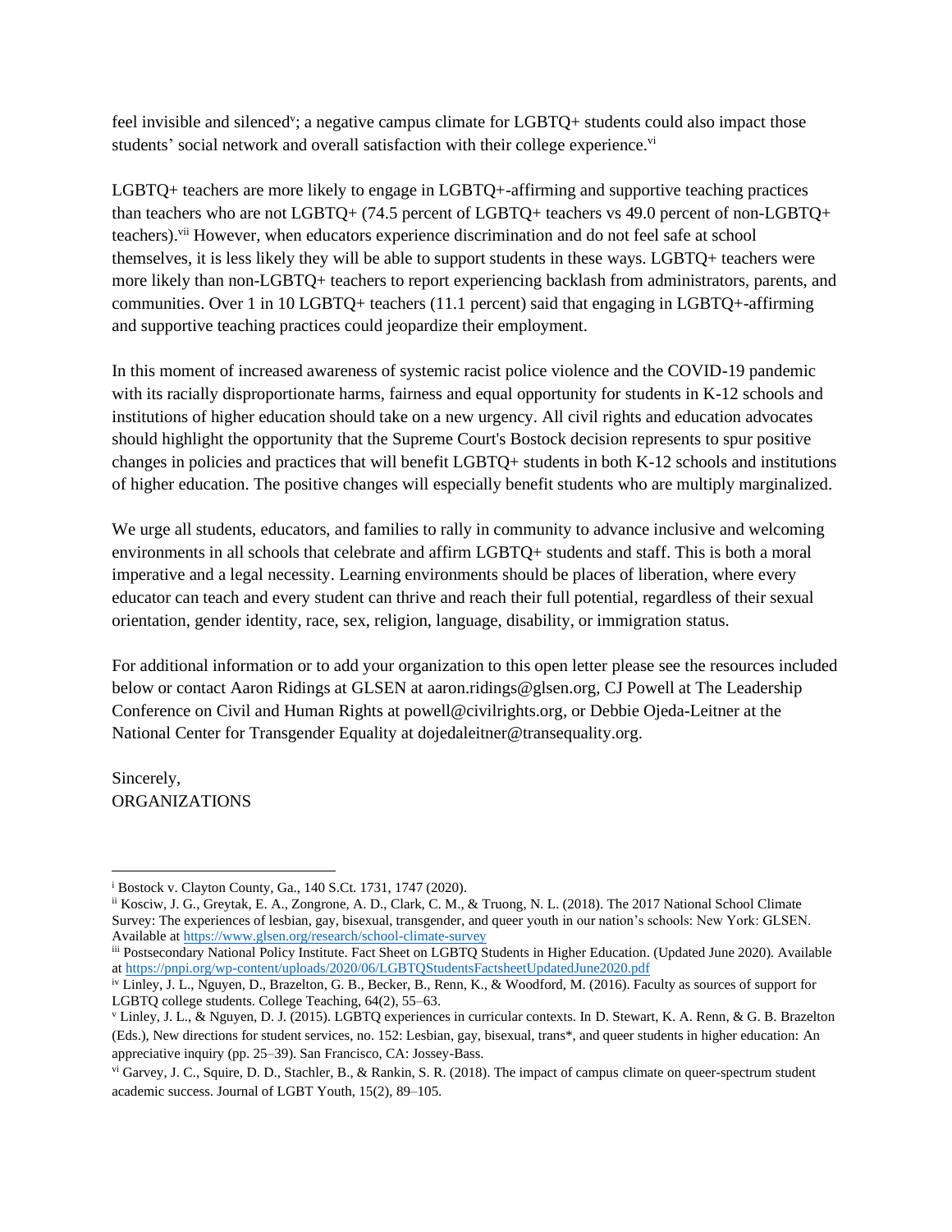feel invisible and silenced[v]; a negative campus climate for LGBTQ+ students could also impact those students' social network and overall satisfaction with their college experience.[vi]

LGBTQ+ teachers are more likely to engage in LGBTQ+-affirming and supportive teaching practices than teachers who are not LGBTQ+ (74.5 percent of LGBTQ+ teachers vs 49.0 percent of non-LGBTQ+ teachers).[vii] However, when educators experience discrimination and do not feel safe at school themselves, it is less likely they will be able to support students in these ways. LGBTQ+ teachers were more likely than non-LGBTQ+ teachers to report experiencing backlash from administrators, parents, and communities. Over 1 in 10 LGBTQ+ teachers (11.1 percent) said that engaging in LGBTQ+-affirming and supportive teaching practices could jeopardize their employment.

In this moment of increased awareness of systemic racist police violence and the COVID-19 pandemic with its racially disproportionate harms, fairness and equal opportunity for students in K-12 schools and institutions of higher education should take on a new urgency. All civil rights and education advocates should highlight the opportunity that the Supreme Court's Bostock decision represents to spur positive changes in policies and practices that will benefit LGBTQ+ students in both K-12 schools and institutions of higher education. The positive changes will especially benefit students who are multiply marginalized.

We urge all students, educators, and families to rally in community to advance inclusive and welcoming environments in all schools that celebrate and affirm LGBTQ+ students and staff. This is both a moral imperative and a legal necessity. Learning environments should be places of liberation, where every educator can teach and every student can thrive and reach their full potential, regardless of their sexual orientation, gender identity, race, sex, religion, language, disability, or immigration status.

For additional information or to add your organization to this open letter please see the resources included below or contact Aaron Ridings at GLSEN at aaron.ridings@glsen.org, CJ Powell at The Leadership Conference on Civil and Human Rights at powell@civilrights.org, or Debbie Ojeda-Leitner at the National Center for Transgender Equality at dojedaleitner@transequality.org.

Sincerely,
ORGANIZATIONS

---

[i] Bostock v. Clayton County, Ga., 140 S.Ct. 1731, 1747 (2020).

[ii] Kosciw, J. G., Greytak, E. A., Zongrone, A. D., Clark, C. M., & Truong, N. L. (2018). The 2017 National School Climate Survey: The experiences of lesbian, gay, bisexual, transgender, and queer youth in our nation's schools: New York: GLSEN. Available at https://www.glsen.org/research/school-climate-survey

[iii] Postsecondary National Policy Institute. Fact Sheet on LGBTQ Students in Higher Education. (Updated June 2020). Available at https://pnpi.org/wp-content/uploads/2020/06/LGBTQStudentsFactsheetUpdatedJune2020.pdf

[iv] Linley, J. L., Nguyen, D., Brazelton, G. B., Becker, B., Renn, K., & Woodford, M. (2016). Faculty as sources of support for LGBTQ college students. College Teaching, 64(2), 55–63.

[v] Linley, J. L., & Nguyen, D. J. (2015). LGBTQ experiences in curricular contexts. In D. Stewart, K. A. Renn, & G. B. Brazelton (Eds.), New directions for student services, no. 152: Lesbian, gay, bisexual, trans*, and queer students in higher education: An appreciative inquiry (pp. 25–39). San Francisco, CA: Jossey-Bass.

[vi] Garvey, J. C., Squire, D. D., Stachler, B., & Rankin, S. R. (2018). The impact of campus climate on queer-spectrum student academic success. Journal of LGBT Youth, 15(2), 89–105.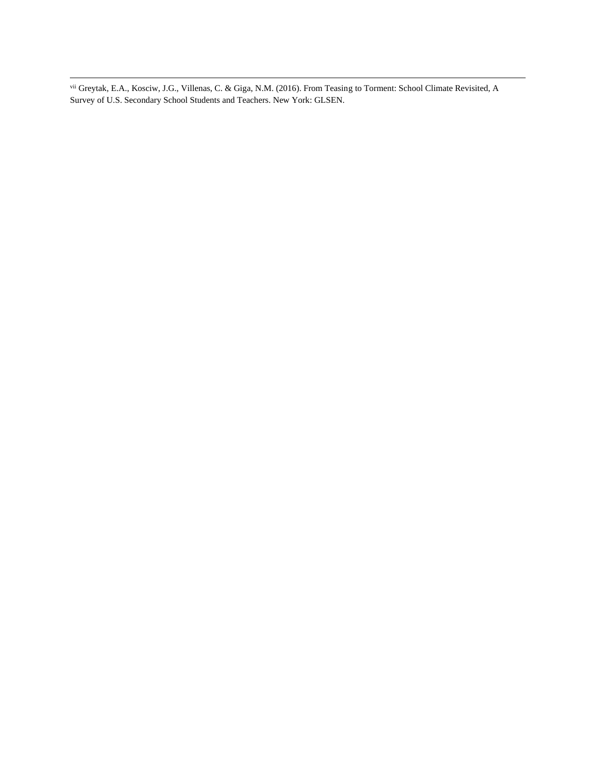---

[vii] Greytak, E.A., Kosciw, J.G., Villenas, C. & Giga, N.M. (2016). From Teasing to Torment: School Climate Revisited, A Survey of U.S. Secondary School Students and Teachers. New York: GLSEN.